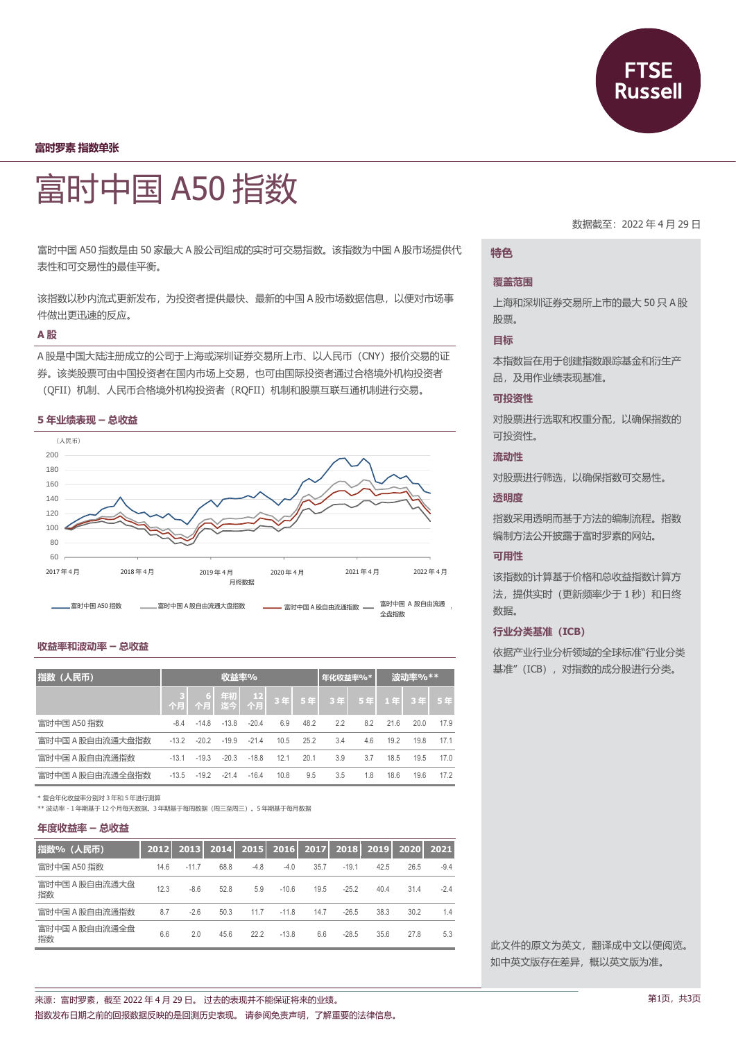富时罗素 指数单张

# 富时中国 A50 指数

数据截至：2022 年 4 月 29 日

富时中国 A50 指数是由 50 家最大 A 股公司组成的实时可交易指数。该指数为中国 A 股市场提供代表性和可交易性的最佳平衡。

该指数以秒内流式更新发布，为投资者提供最快、最新的中国 A 股市场数据信息，以便对市场事件做出更迅速的反应。

### A 股

A 股是中国大陆注册成立的公司于上海或深圳证券交易所上市、以人民币（CNY）报价交易的证券。该类股票可由中国投资者在国内市场上交易，也可由国际投资者通过合格境外机构投资者（QFII）机制、人民币合格境外机构投资者（RQFII）机制和股票互联互通机制进行交易。

### 5 年业绩表现 – 总收益

（人民币）

200
180
160
140
120
100
80
60

2017 年 4 月
2018 年 4 月
2019 年 4 月
月终数据
2020 年 4 月
2021 年 4 月
2022 年 4 月

富时中国 A50 指数
富时中国 A 股自由流通大盘指数
富时中国 A 股自由流通指数
富时中国 A 股自由流通全盘指数

### 收益率和波动率 – 总收益

| 指数（人民币） | 收益率% | | | | | | 年化收益率%* | | 波动率%** | | |
|---|---|---|---|---|---|---|---|---|---|---|---|
| | 3 个月 | 6 个月 | 年初迄今 | 12 个月 | 3 年 | 5 年 | 3 年 | 5 年 | 1 年 | 3 年 | 5 年 |
| 富时中国 A50 指数 | -8.4 | -14.8 | -13.8 | -20.4 | 6.9 | 48.2 | 2.2 | 8.2 | 21.6 | 20.0 | 17.9 |
| 富时中国 A 股自由流通大盘指数 | -13.2 | -20.2 | -19.9 | -21.4 | 10.5 | 25.2 | 3.4 | 4.6 | 19.2 | 19.8 | 17.1 |
| 富时中国 A 股自由流通指数 | -13.1 | -19.3 | -20.3 | -18.8 | 12.1 | 20.1 | 3.9 | 3.7 | 18.5 | 19.5 | 17.0 |
| 富时中国 A 股自由流通全盘指数 | -13.5 | -19.2 | -21.4 | -16.4 | 10.8 | 9.5 | 3.5 | 1.8 | 18.6 | 19.6 | 17.2 |

\* 复合年化收益率分别对 3 年和 5 年进行测算
\*\* 波动率 - 1 年期基于 12 个月每日数据。3 年期基于每周数据（周三至周三）。5 年期基于每月数据

### 年度收益率 – 总收益

| 指数%（人民币） | 2012 | 2013 | 2014 | 2015 | 2016 | 2017 | 2018 | 2019 | 2020 | 2021 |
|---|---|---|---|---|---|---|---|---|---|---|
| 富时中国 A50 指数 | 14.6 | -11.7 | 68.8 | -4.8 | -4.0 | 35.7 | -19.1 | 42.5 | 26.5 | -9.4 |
| 富时中国 A 股自由流通大盘指数 | 12.3 | -8.6 | 52.8 | 5.9 | -10.6 | 19.5 | -25.2 | 40.4 | 31.4 | -2.4 |
| 富时中国 A 股自由流通指数 | 8.7 | -2.6 | 50.3 | 11.7 | -11.8 | 14.7 | -26.5 | 38.3 | 30.2 | 1.4 |
| 富时中国 A 股自由流通全盘指数 | 6.6 | 2.0 | 45.6 | 22.2 | -13.8 | 6.6 | -28.5 | 35.6 | 27.8 | 5.3 |

## 特色

### 覆盖范围

上海和深圳证券交易所上市的最大 50 只 A 股股票。

### 目标

本指数旨在用于创建指数跟踪基金和衍生产品，及用作业绩表现基准。

### 可投资性

对股票进行选取和权重分配，以确保指数的可投资性。

### 流动性

对股票进行筛选，以确保指数可交易性。

### 透明度

指数采用透明而基于方法的编制流程。指数编制方法公开披露于富时罗素的网站。

### 可用性

该指数的计算基于价格和总收益指数计算方法，提供实时（更新频率少于 1 秒）和日终数据。

### 行业分类基准（ICB）

依据产业行业分析领域的全球标准"行业分类基准"（ICB），对指数的成分股进行分类。

此文件的原文为英文，翻译成中文以便阅览。如中英文版存在差异，概以英文版为准。

来源：富时罗素，截至 2022 年 4 月 29 日。 过去的表现并不能保证将来的业绩。
指数发布日期之前的回报数据反映的是回测历史表现。 请参阅免责声明，了解重要的法律信息。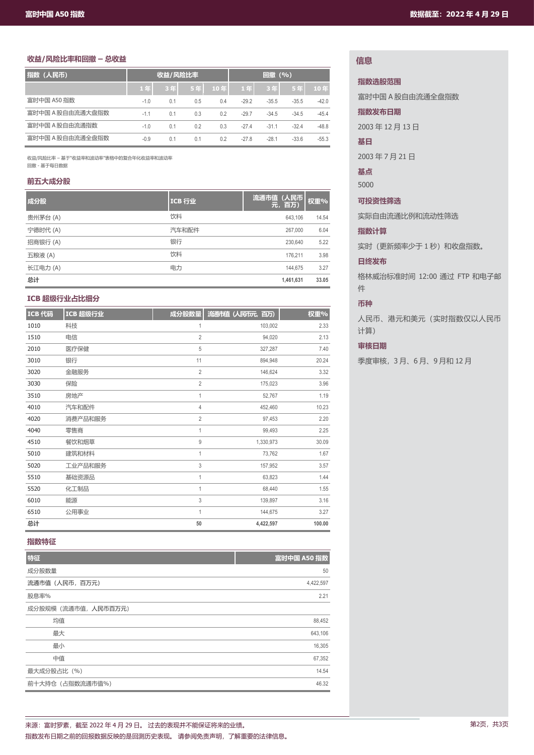## 收益/风险比率和回撤 – 总收益

| 指数（人民币） | 收益/风险比率 | | | | 回撤（%） | | | |
|---|---|---|---|---|---|---|---|---|
| | 1 年 | 3 年 | 5 年 | 10 年 | 1 年 | 3 年 | 5 年 | 10 年 |
| 富时中国 A50 指数 | -1.0 | 0.1 | 0.5 | 0.4 | -29.2 | -35.5 | -35.5 | -42.0 |
| 富时中国 A 股自由流通大盘指数 | -1.1 | 0.1 | 0.3 | 0.2 | -29.7 | -34.5 | -34.5 | -45.4 |
| 富时中国 A 股自由流通指数 | -1.0 | 0.1 | 0.2 | 0.3 | -27.4 | -31.1 | -32.4 | -48.8 |
| 富时中国 A 股自由流通全盘指数 | -0.9 | 0.1 | 0.1 | 0.2 | -27.8 | -28.1 | -33.6 | -55.3 |

收益/风险比率 – 基于"收益率和波动率"表格中的复合年化收益率和波动率
回撤 - 基于每日数据

## 前五大成分股

| 成分股 | ICB 行业 | 流通市值（人民币元，百万） | 权重% |
|---|---|---|---|
| 贵州茅台 (A) | 饮料 | 643,106 | 14.54 |
| 宁德时代 (A) | 汽车和配件 | 267,000 | 6.04 |
| 招商银行 (A) | 银行 | 230,640 | 5.22 |
| 五粮液 (A) | 饮料 | 176,211 | 3.98 |
| 长江电力 (A) | 电力 | 144,675 | 3.27 |
| **总计** | | **1,461,631** | **33.05** |

## ICB 超级行业占比细分

| ICB 代码 | ICB 超级行业 | 成分股数量 | 流通市值（人民币元，百万） | 权重% |
|---|---|---|---|---|
| 1010 | 科技 | 1 | 103,002 | 2.33 |
| 1510 | 电信 | 2 | 94,020 | 2.13 |
| 2010 | 医疗保健 | 5 | 327,287 | 7.40 |
| 3010 | 银行 | 11 | 894,948 | 20.24 |
| 3020 | 金融服务 | 2 | 146,624 | 3.32 |
| 3030 | 保险 | 2 | 175,023 | 3.96 |
| 3510 | 房地产 | 1 | 52,767 | 1.19 |
| 4010 | 汽车和配件 | 4 | 452,460 | 10.23 |
| 4020 | 消费产品和服务 | 2 | 97,453 | 2.20 |
| 4040 | 零售商 | 1 | 99,493 | 2.25 |
| 4510 | 餐饮和烟草 | 9 | 1,330,973 | 30.09 |
| 5010 | 建筑和材料 | 1 | 73,762 | 1.67 |
| 5020 | 工业产品和服务 | 3 | 157,952 | 3.57 |
| 5510 | 基础资源品 | 1 | 63,823 | 1.44 |
| 5520 | 化工制品 | 1 | 68,440 | 1.55 |
| 6010 | 能源 | 3 | 139,897 | 3.16 |
| 6510 | 公用事业 | 1 | 144,675 | 3.27 |
| **总计** | | **50** | **4,422,597** | **100.00** |

## 指数特征

| 特征 | 富时中国 A50 指数 |
|---|---|
| 成分股数量 | 50 |
| 流通市值（人民币，百万元） | 4,422,597 |
| 股息率% | 2.21 |
| 成分股规模（流通市值，人民币百万元） | |
| 均值 | 88,452 |
| 最大 | 643,106 |
| 最小 | 16,305 |
| 中值 | 67,352 |
| 最大成分股占比（%） | 14.54 |
| 前十大持仓（占指数流通市值%） | 46.32 |

## 信息

**指数选股范围**

富时中国 A 股自由流通全盘指数

**指数发布日期**

2003 年 12 月 13 日

**基日**

2003 年 7 月 21 日

**基点**

5000

**可投资性筛选**

实际自由流通比例和流动性筛选

**指数计算**

实时（更新频率少于 1 秒）和收盘指数。

**日终发布**

格林威治标准时间 12:00 通过 FTP 和电子邮件

**币种**

人民币、港元和美元（实时指数仅以人民币计算）

**审核日期**

季度审核，3 月、6 月、9 月和 12 月

来源：富时罗素，截至 2022 年 4 月 29 日。 过去的表现并不能保证将来的业绩。
指数发布日期之前的回报数据反映的是回测历史表现。 请参阅免责声明，了解重要的法律信息。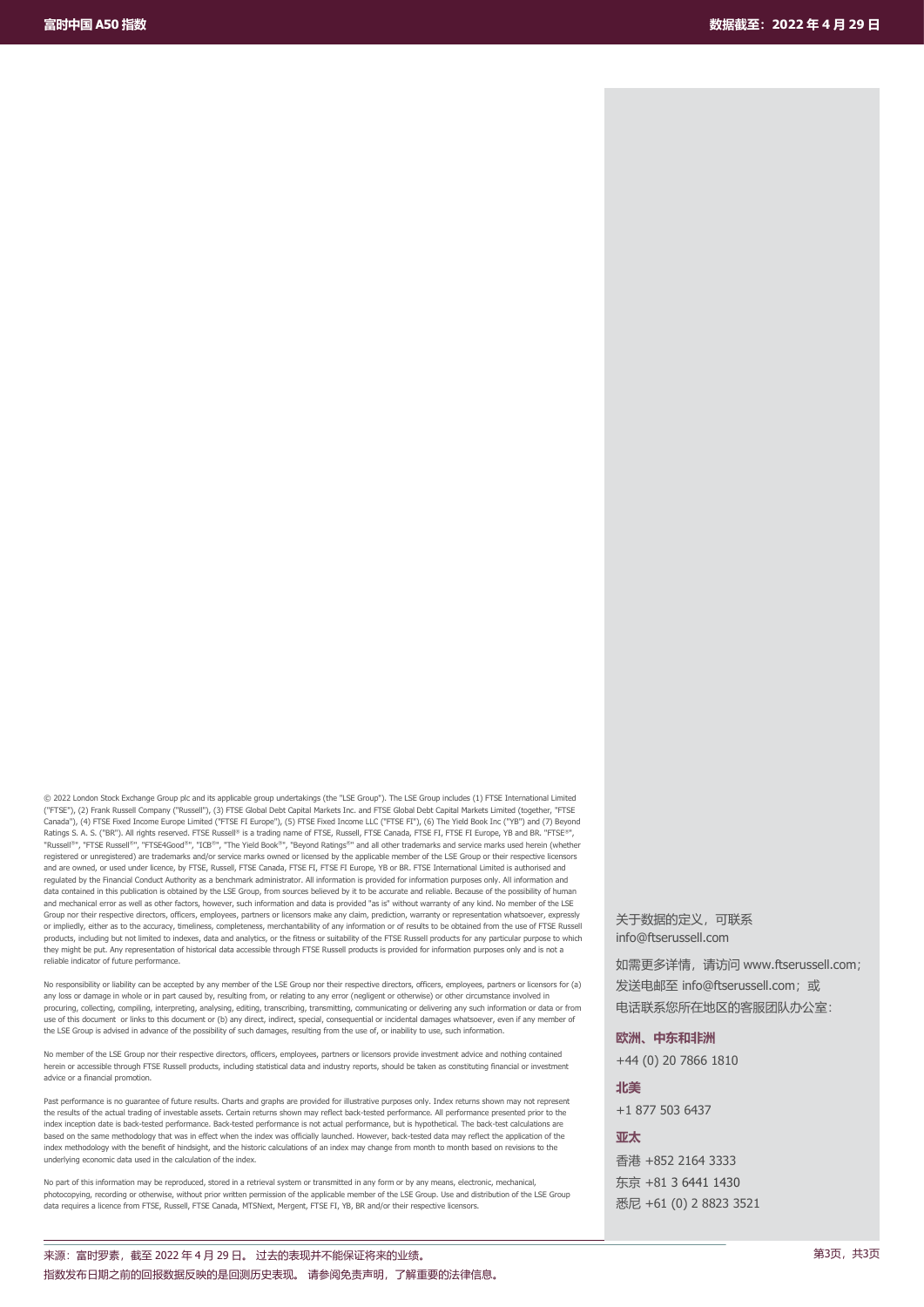© 2022 London Stock Exchange Group plc and its applicable group undertakings (the "LSE Group"). The LSE Group includes (1) FTSE International Limited ("FTSE"), (2) Frank Russell Company ("Russell"), (3) FTSE Global Debt Capital Markets Inc. and FTSE Global Debt Capital Markets Limited (together, "FTSE Canada"), (4) FTSE Fixed Income Europe Limited ("FTSE FI Europe"), (5) FTSE Fixed Income LLC ("FTSE FI"), (6) The Yield Book Inc ("YB") and (7) Beyond Ratings S. A. S. ("BR"). All rights reserved. FTSE Russell® is a trading name of FTSE, Russell, FTSE Canada, FTSE FI, FTSE FI Europe, YB and BR. "FTSE®", "Russell®", "FTSE Russell®", "FTSE4Good®", "ICB®", "The Yield Book®", "Beyond Ratings®" and all other trademarks and service marks used herein (whether registered or unregistered) are trademarks and/or service marks owned or licensed by the applicable member of the LSE Group or their respective licensors and are owned, or used under licence, by FTSE, Russell, FTSE Canada, FTSE FI, FTSE FI Europe, YB or BR. FTSE International Limited is authorised and regulated by the Financial Conduct Authority as a benchmark administrator. All information is provided for information purposes only. All information and data contained in this publication is obtained by the LSE Group, from sources believed by it to be accurate and reliable. Because of the possibility of human and mechanical error as well as other factors, however, such information and data is provided "as is" without warranty of any kind. No member of the LSE Group nor their respective directors, officers, employees, partners or licensors make any claim, prediction, warranty or representation whatsoever, expressly or impliedly, either as to the accuracy, timeliness, completeness, merchantability of any information or of results to be obtained from the use of FTSE Russell products, including but not limited to indexes, data and analytics, or the fitness or suitability of the FTSE Russell products for any particular purpose to which they might be put. Any representation of historical data accessible through FTSE Russell products is provided for information purposes only and is not a reliable indicator of future performance.

No responsibility or liability can be accepted by any member of the LSE Group nor their respective directors, officers, employees, partners or licensors for (a) any loss or damage in whole or in part caused by, resulting from, or relating to any error (negligent or otherwise) or other circumstance involved in procuring, collecting, compiling, interpreting, analysing, editing, transcribing, transmitting, communicating or delivering any such information or data or from use of this document or links to this document or (b) any direct, indirect, special, consequential or incidental damages whatsoever, even if any member of the LSE Group is advised in advance of the possibility of such damages, resulting from the use of, or inability to use, such information.

No member of the LSE Group nor their respective directors, officers, employees, partners or licensors provide investment advice and nothing contained herein or accessible through FTSE Russell products, including statistical data and industry reports, should be taken as constituting financial or investment advice or a financial promotion.

Past performance is no guarantee of future results. Charts and graphs are provided for illustrative purposes only. Index returns shown may not represent the results of the actual trading of investable assets. Certain returns shown may reflect back-tested performance. All performance presented prior to the index inception date is back-tested performance. Back-tested performance is not actual performance, but is hypothetical. The back-test calculations are based on the same methodology that was in effect when the index was officially launched. However, back-tested data may reflect the application of the index methodology with the benefit of hindsight, and the historic calculations of an index may change from month to month based on revisions to the underlying economic data used in the calculation of the index.

No part of this information may be reproduced, stored in a retrieval system or transmitted in any form or by any means, electronic, mechanical, photocopying, recording or otherwise, without prior written permission of the applicable member of the LSE Group. Use and distribution of the LSE Group data requires a licence from FTSE, Russell, FTSE Canada, MTSNext, Mergent, FTSE FI, YB, BR and/or their respective licensors.

关于数据的定义，可联系 info@ftserussell.com

如需更多详情，请访问 www.ftserussell.com；发送电邮至 info@ftserussell.com；或电话联系您所在地区的客服团队办公室：

**欧洲、中东和非洲**

+44 (0) 20 7866 1810

**北美**

+1 877 503 6437

**亚太**

香港 +852 2164 3333

东京 +81 3 6441 1430

悉尼 +61 (0) 2 8823 3521

来源：富时罗素，截至 2022 年 4 月 29 日。 过去的表现并不能保证将来的业绩。
指数发布日期之前的回报数据反映的是回测历史表现。 请参阅免责声明，了解重要的法律信息。